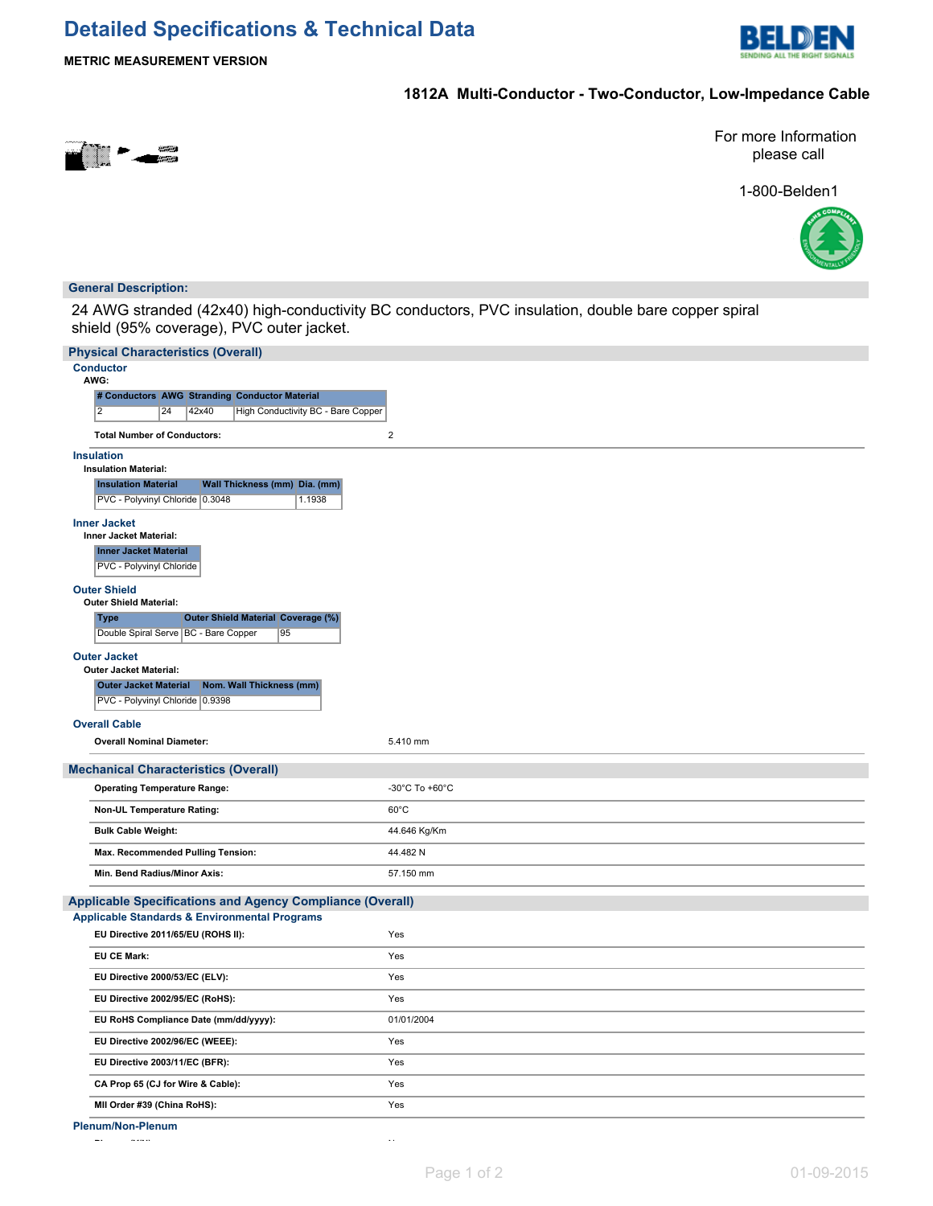# Detailed Specifications & Technical Data

**METRIC MEASUREMENT VERSION**

## 1812A Multi-Conductor - Two-Conductor, Low-Impedance Cable

For more Information please call

1-800-Belden1

## General Description:

24 AWG stranded (42x40) high-conductivity BC conductors, PVC insulation, double bare copper spiral shield (95% coverage), PVC outer jacket.

## Physical Characteristics (Overall)

### Conductor

**AWG:**

| # Conductors | AWG | Stranding | Conductor Material |
|---|---|---|---|
| 2 | 24 | 42x40 | High Conductivity BC - Bare Copper |

**Total Number of Conductors:** 2

### Insulation

**Insulation Material:**

| Insulation Material | Wall Thickness (mm) | Dia. (mm) |
|---|---|---|
| PVC - Polyvinyl Chloride | 0.3048 | 1.1938 |

### Inner Jacket

**Inner Jacket Material:**

| Inner Jacket Material |
|---|
| PVC - Polyvinyl Chloride |

### Outer Shield

**Outer Shield Material:**

| Type | Outer Shield Material | Coverage (%) |
|---|---|---|
| Double Spiral Serve | BC - Bare Copper | 95 |

### Outer Jacket

**Outer Jacket Material:**

| Outer Jacket Material | Nom. Wall Thickness (mm) |
|---|---|
| PVC - Polyvinyl Chloride | 0.9398 |

### Overall Cable

**Overall Nominal Diameter:** 5.410 mm

## Mechanical Characteristics (Overall)

| | |
|---|---|
| **Operating Temperature Range:** | -30°C To +60°C |
| **Non-UL Temperature Rating:** | 60°C |
| **Bulk Cable Weight:** | 44.646 Kg/Km |
| **Max. Recommended Pulling Tension:** | 44.482 N |
| **Min. Bend Radius/Minor Axis:** | 57.150 mm |

## Applicable Specifications and Agency Compliance (Overall)

### Applicable Standards & Environmental Programs

| | |
|---|---|
| **EU Directive 2011/65/EU (ROHS II):** | Yes |
| **EU CE Mark:** | Yes |
| **EU Directive 2000/53/EC (ELV):** | Yes |
| **EU Directive 2002/95/EC (RoHS):** | Yes |
| **EU RoHS Compliance Date (mm/dd/yyyy):** | 01/01/2004 |
| **EU Directive 2002/96/EC (WEEE):** | Yes |
| **EU Directive 2003/11/EC (BFR):** | Yes |
| **CA Prop 65 (CJ for Wire & Cable):** | Yes |
| **MII Order #39 (China RoHS):** | Yes |

### Plenum/Non-Plenum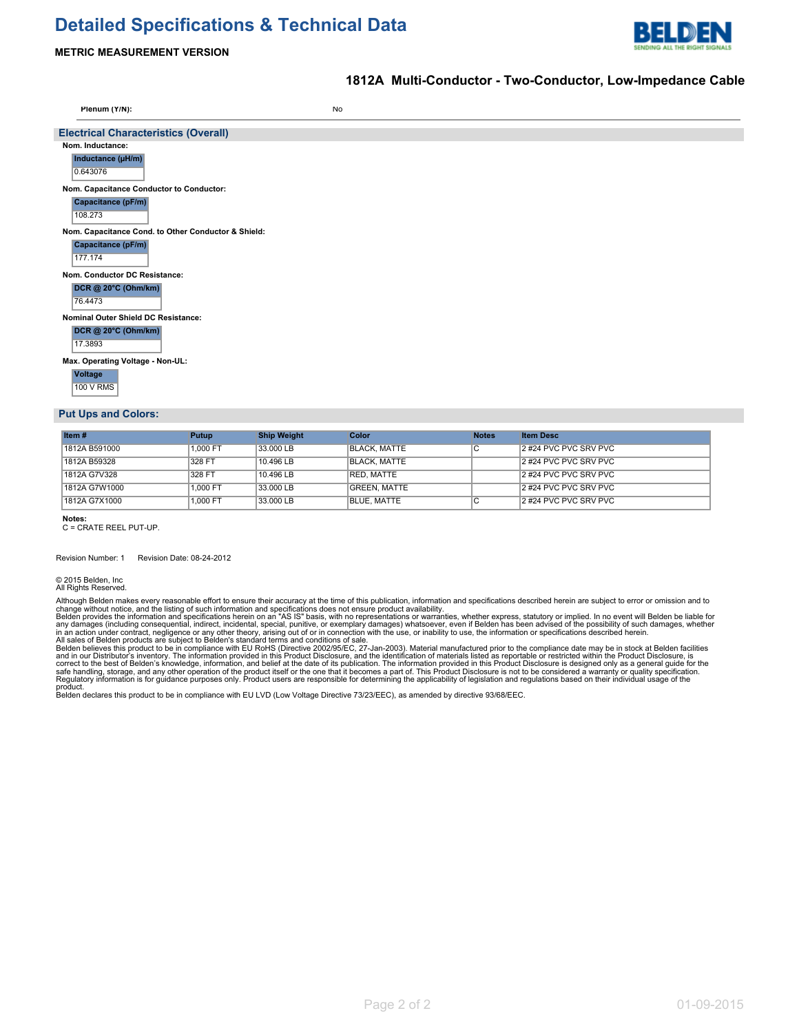# Detailed Specifications & Technical Data

**METRIC MEASUREMENT VERSION**

## 1812A Multi-Conductor - Two-Conductor, Low-Impedance Cable

| | |
|---|---|
| **Plenum (Y/N):** | No |

### Electrical Characteristics (Overall)

**Nom. Inductance:**

| Inductance (µH/m) |
|---|
| 0.643076 |

**Nom. Capacitance Conductor to Conductor:**

| Capacitance (pF/m) |
|---|
| 108.273 |

**Nom. Capacitance Cond. to Other Conductor & Shield:**

| Capacitance (pF/m) |
|---|
| 177.174 |

**Nom. Conductor DC Resistance:**

| DCR @ 20°C (Ohm/km) |
|---|
| 76.4473 |

**Nominal Outer Shield DC Resistance:**

| DCR @ 20°C (Ohm/km) |
|---|
| 17.3893 |

**Max. Operating Voltage - Non-UL:**

| Voltage |
|---|
| 100 V RMS |

### Put Ups and Colors:

| Item # | Putup | Ship Weight | Color | Notes | Item Desc |
|---|---|---|---|---|---|
| 1812A B591000 | 1,000 FT | 33.000 LB | BLACK, MATTE | C | 2 #24 PVC PVC SRV PVC |
| 1812A B59328 | 328 FT | 10.496 LB | BLACK, MATTE | | 2 #24 PVC PVC SRV PVC |
| 1812A G7V328 | 328 FT | 10.496 LB | RED, MATTE | | 2 #24 PVC PVC SRV PVC |
| 1812A G7W1000 | 1,000 FT | 33.000 LB | GREEN, MATTE | | 2 #24 PVC PVC SRV PVC |
| 1812A G7X1000 | 1,000 FT | 33.000 LB | BLUE, MATTE | C | 2 #24 PVC PVC SRV PVC |

**Notes:**
C = CRATE REEL PUT-UP.

Revision Number: 1 Revision Date: 08-24-2012

© 2015 Belden, Inc
All Rights Reserved.

Although Belden makes every reasonable effort to ensure their accuracy at the time of this publication, information and specifications described herein are subject to error or omission and to change without notice, and the listing of such information and specifications does not ensure product availability.
Belden provides the information and specifications herein on an "AS IS" basis, with no representations or warranties, whether express, statutory or implied. In no event will Belden be liable for any damages (including consequential, indirect, incidental, special, punitive, or exemplary damages) whatsoever, even if Belden has been advised of the possibility of such damages, whether in an action under contract, negligence or any other theory, arising out of or in connection with the use, or inability to use, the information or specifications described herein.
All sales of Belden products are subject to Belden's standard terms and conditions of sale.
Belden believes this product to be in compliance with EU RoHS (Directive 2002/95/EC, 27-Jan-2003). Material manufactured prior to the compliance date may be in stock at Belden facilities and in our Distributor's inventory. The information provided in this Product Disclosure, and the identification of materials listed as reportable or restricted within the Product Disclosure, is correct to the best of Belden's knowledge, information, and belief at the date of its publication. The information provided in this Product Disclosure is designed only as a general guide for the safe handling, storage, and any other operation of the product itself or the one that it becomes a part of. This Product Disclosure is not to be considered a warranty or quality specification. Regulatory information is for guidance purposes only. Product users are responsible for determining the applicability of legislation and regulations based on their individual usage of the product.
Belden declares this product to be in compliance with EU LVD (Low Voltage Directive 73/23/EEC), as amended by directive 93/68/EEC.